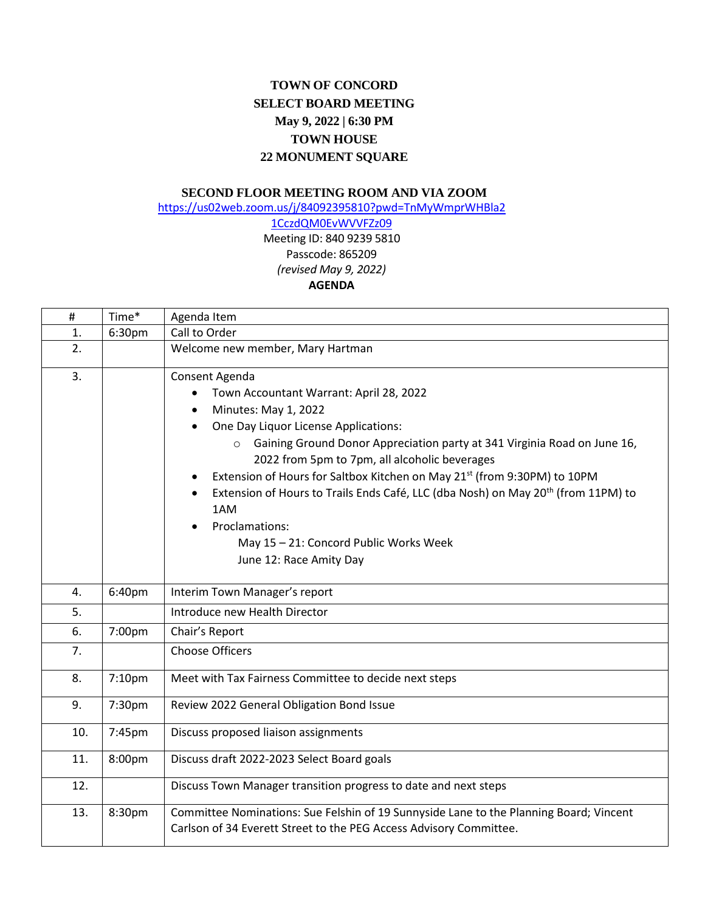# TOWN OF CONCORD
## SELECT BOARD MEETING
## May 9, 2022 | 6:30 PM
## TOWN HOUSE
## 22 MONUMENT SQUARE

### SECOND FLOOR MEETING ROOM AND VIA ZOOM

https://us02web.zoom.us/j/84092395810?pwd=TnMyWmprWHBla21CczdQM0EvWVVFZz09

Meeting ID: 840 9239 5810

Passcode: 865209

*(revised May 9, 2022)*

**AGENDA**

| # | Time* | Agenda Item |
|---|---|---|
| 1. | 6:30pm | Call to Order |
| 2. | | Welcome new member, Mary Hartman |
| 3. | | Consent Agenda<br>• Town Accountant Warrant: April 28, 2022<br>• Minutes: May 1, 2022<br>• One Day Liquor License Applications:<br>  ○ Gaining Ground Donor Appreciation party at 341 Virginia Road on June 16, 2022 from 5pm to 7pm, all alcoholic beverages<br>• Extension of Hours for Saltbox Kitchen on May 21st (from 9:30PM) to 10PM<br>• Extension of Hours to Trails Ends Café, LLC (dba Nosh) on May 20th (from 11PM) to 1AM<br>• Proclamations:<br>  May 15 – 21: Concord Public Works Week<br>  June 12: Race Amity Day |
| 4. | 6:40pm | Interim Town Manager's report |
| 5. | | Introduce new Health Director |
| 6. | 7:00pm | Chair's Report |
| 7. | | Choose Officers |
| 8. | 7:10pm | Meet with Tax Fairness Committee to decide next steps |
| 9. | 7:30pm | Review 2022 General Obligation Bond Issue |
| 10. | 7:45pm | Discuss proposed liaison assignments |
| 11. | 8:00pm | Discuss draft 2022-2023 Select Board goals |
| 12. | | Discuss Town Manager transition progress to date and next steps |
| 13. | 8:30pm | Committee Nominations: Sue Felshin of 19 Sunnyside Lane to the Planning Board; Vincent Carlson of 34 Everett Street to the PEG Access Advisory Committee. |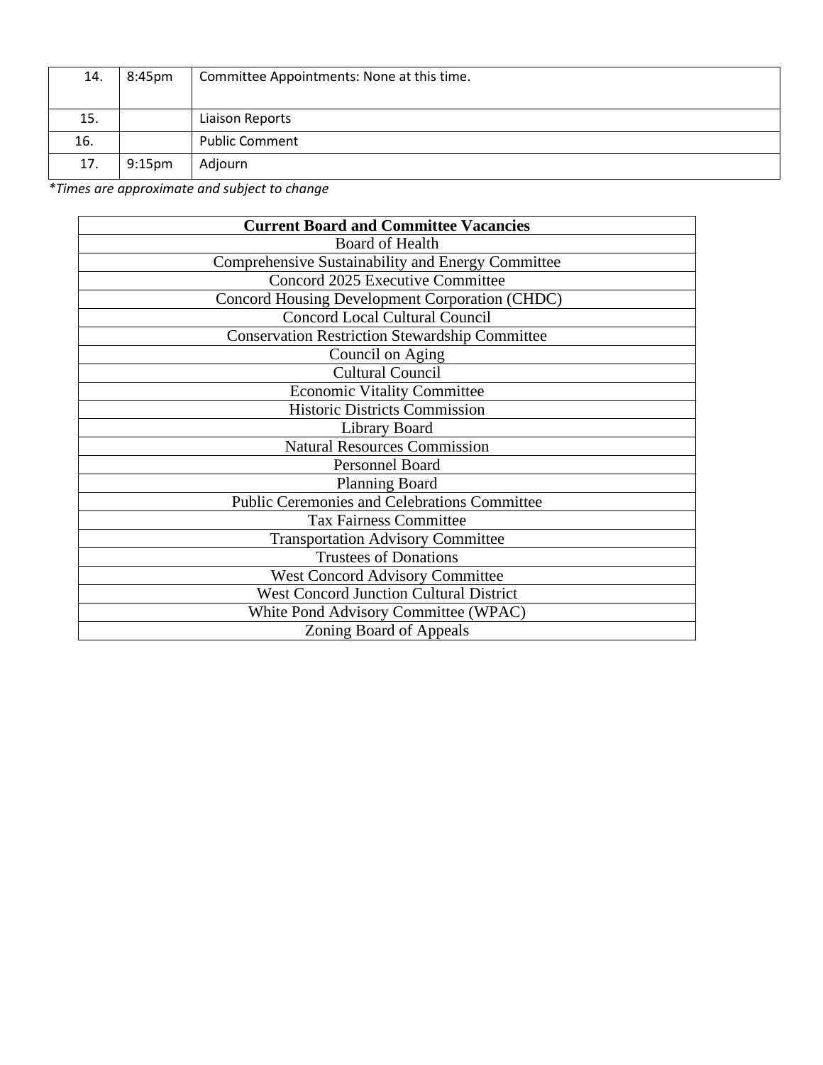| | | |
|---|---|---|
| 14. | 8:45pm | Committee Appointments: None at this time. |
| 15. | | Liaison Reports |
| 16. | | Public Comment |
| 17. | 9:15pm | Adjourn |

*Times are approximate and subject to change

| **Current Board and Committee Vacancies** |
|---|
| Board of Health |
| Comprehensive Sustainability and Energy Committee |
| Concord 2025 Executive Committee |
| Concord Housing Development Corporation (CHDC) |
| Concord Local Cultural Council |
| Conservation Restriction Stewardship Committee |
| Council on Aging |
| Cultural Council |
| Economic Vitality Committee |
| Historic Districts Commission |
| Library Board |
| Natural Resources Commission |
| Personnel Board |
| Planning Board |
| Public Ceremonies and Celebrations Committee |
| Tax Fairness Committee |
| Transportation Advisory Committee |
| Trustees of Donations |
| West Concord Advisory Committee |
| West Concord Junction Cultural District |
| White Pond Advisory Committee (WPAC) |
| Zoning Board of Appeals |